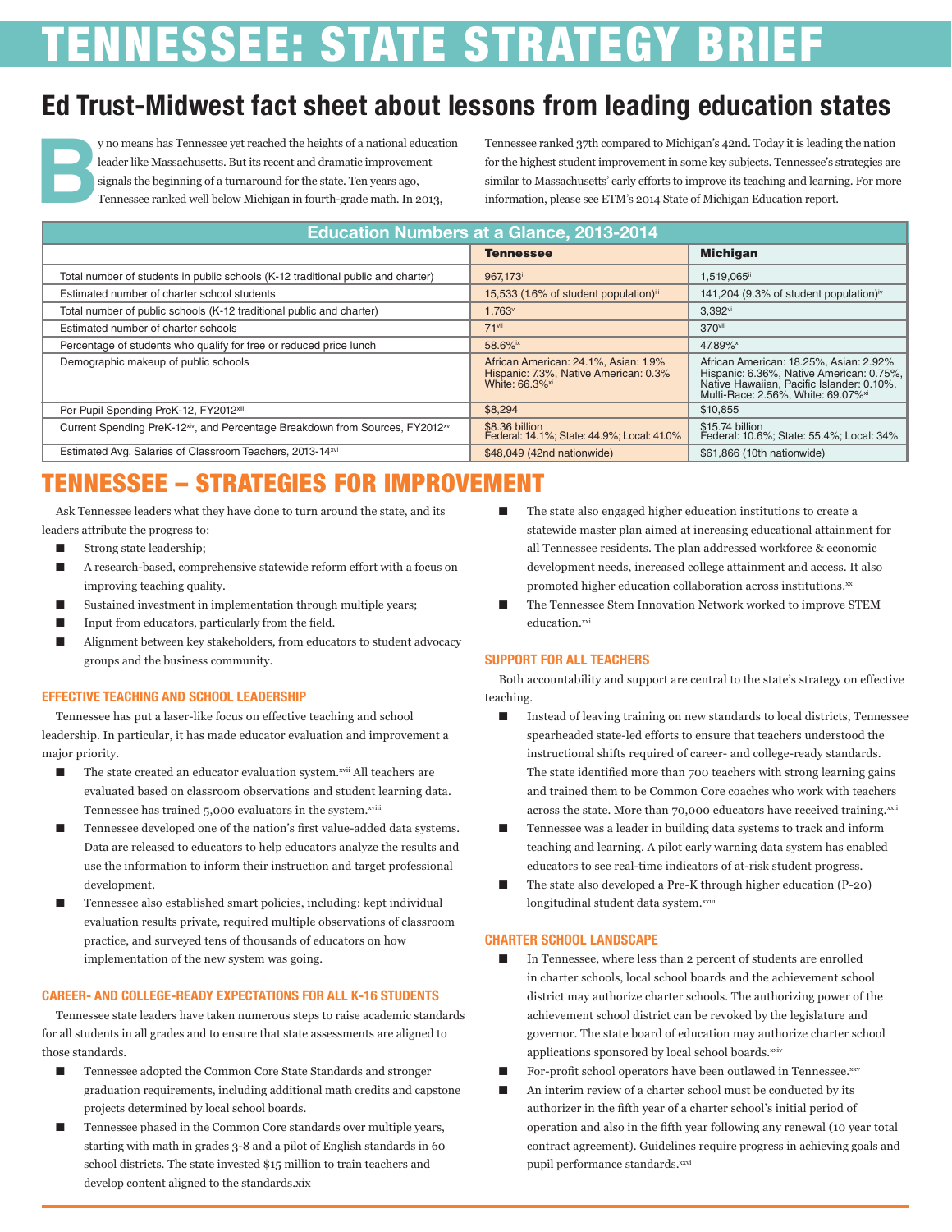# TENNESSEE: STATE STRATEGY BRIEF

## Ed Trust-Midwest fact sheet about lessons from leading education states

By no means has Tennessee yet reached the heights of a national education leader like Massachusetts. But its recent and dramatic improvement signals the beginning of a turnaround for the state. Ten years ago, Tennessee ranked well below Michigan in fourth-grade math. In 2013, Tennessee ranked 37th compared to Michigan's 42nd. Today it is leading the nation for the highest student improvement in some key subjects. Tennessee's strategies are similar to Massachusetts' early efforts to improve its teaching and learning. For more information, please see ETM's 2014 State of Michigan Education report.

| Education Numbers at a Glance, 2013-2014 | Tennessee | Michigan |
|---|---|---|
| Total number of students in public schools (K-12 traditional public and charter) | 967,173[i] | 1,519,065[ii] |
| Estimated number of charter school students | 15,533 (1.6% of student population)[iii] | 141,204 (9.3% of student population)[iv] |
| Total number of public schools (K-12 traditional public and charter) | 1,763[v] | 3,392[vi] |
| Estimated number of charter schools | 71[vii] | 370[viii] |
| Percentage of students who qualify for free or reduced price lunch | 58.6%[ix] | 47.89%[x] |
| Demographic makeup of public schools | African American: 24.1%, Asian: 1.9% Hispanic: 7.3%, Native American: 0.3% White: 66.3%[xi] | African American: 18.25%, Asian: 2.92% Hispanic: 6.36%, Native American: 0.75%, Native Hawaiian, Pacific Islander: 0.10%, Multi-Race: 2.56%, White: 69.07%[xi] |
| Per Pupil Spending PreK-12, FY2012[xii] | $8,294 | $10,855 |
| Current Spending PreK-12[xiv], and Percentage Breakdown from Sources, FY2012[xv] | $8.36 billion Federal: 14.1%; State: 44.9%; Local: 41.0% | $15.74 billion Federal: 10.6%; State: 55.4%; Local: 34% |
| Estimated Avg. Salaries of Classroom Teachers, 2013-14[xvi] | $48,049 (42nd nationwide) | $61,866 (10th nationwide) |

## TENNESSEE – STRATEGIES FOR IMPROVEMENT

Ask Tennessee leaders what they have done to turn around the state, and its leaders attribute the progress to:

- Strong state leadership;
- A research-based, comprehensive statewide reform effort with a focus on improving teaching quality.
- Sustained investment in implementation through multiple years;
- Input from educators, particularly from the field.
- Alignment between key stakeholders, from educators to student advocacy groups and the business community.

### EFFECTIVE TEACHING AND SCHOOL LEADERSHIP

Tennessee has put a laser-like focus on effective teaching and school leadership. In particular, it has made educator evaluation and improvement a major priority.

- The state created an educator evaluation system.[xvii] All teachers are evaluated based on classroom observations and student learning data. Tennessee has trained 5,000 evaluators in the system.[xviii]
- Tennessee developed one of the nation's first value-added data systems. Data are released to educators to help educators analyze the results and use the information to inform their instruction and target professional development.
- Tennessee also established smart policies, including: kept individual evaluation results private, required multiple observations of classroom practice, and surveyed tens of thousands of educators on how implementation of the new system was going.

### CAREER- AND COLLEGE-READY EXPECTATIONS FOR ALL K-16 STUDENTS

Tennessee state leaders have taken numerous steps to raise academic standards for all students in all grades and to ensure that state assessments are aligned to those standards.

- Tennessee adopted the Common Core State Standards and stronger graduation requirements, including additional math credits and capstone projects determined by local school boards.
- Tennessee phased in the Common Core standards over multiple years, starting with math in grades 3-8 and a pilot of English standards in 60 school districts. The state invested $15 million to train teachers and develop content aligned to the standards.xix
- The state also engaged higher education institutions to create a statewide master plan aimed at increasing educational attainment for all Tennessee residents. The plan addressed workforce & economic development needs, increased college attainment and access. It also promoted higher education collaboration across institutions.[xx]
- The Tennessee Stem Innovation Network worked to improve STEM education.[xxi]

### SUPPORT FOR ALL TEACHERS

Both accountability and support are central to the state's strategy on effective teaching.

- Instead of leaving training on new standards to local districts, Tennessee spearheaded state-led efforts to ensure that teachers understood the instructional shifts required of career- and college-ready standards. The state identified more than 700 teachers with strong learning gains and trained them to be Common Core coaches who work with teachers across the state. More than 70,000 educators have received training.[xxii]
- Tennessee was a leader in building data systems to track and inform teaching and learning. A pilot early warning data system has enabled educators to see real-time indicators of at-risk student progress.
- The state also developed a Pre-K through higher education (P-20) longitudinal student data system.[xxiii]

### CHARTER SCHOOL LANDSCAPE

- In Tennessee, where less than 2 percent of students are enrolled in charter schools, local school boards and the achievement school district may authorize charter schools. The authorizing power of the achievement school district can be revoked by the legislature and governor. The state board of education may authorize charter school applications sponsored by local school boards.[xxiv]
- For-profit school operators have been outlawed in Tennessee.[xxv]
- An interim review of a charter school must be conducted by its authorizer in the fifth year of a charter school's initial period of operation and also in the fifth year following any renewal (10 year total contract agreement). Guidelines require progress in achieving goals and pupil performance standards.[xxvi]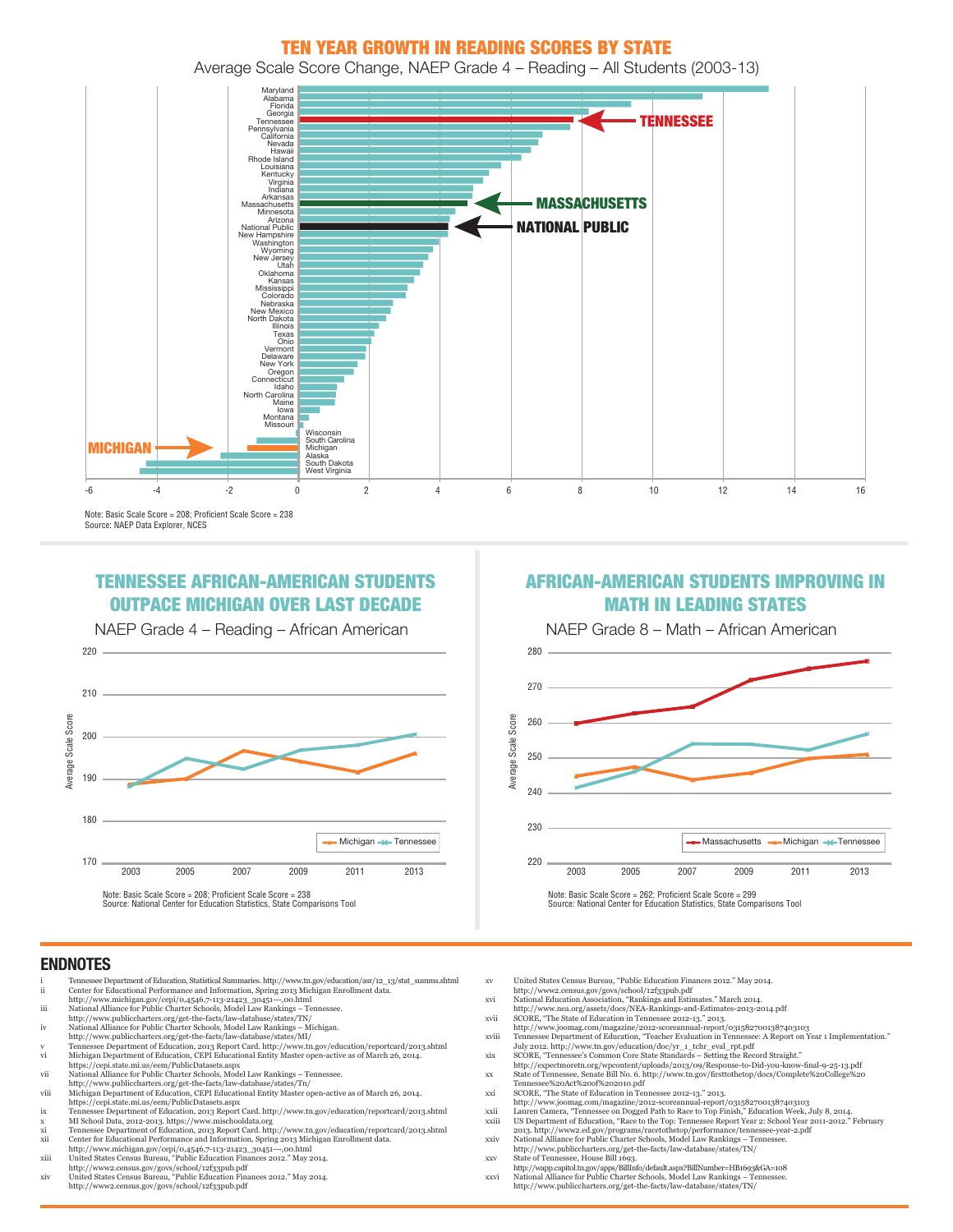## TEN YEAR GROWTH IN READING SCORES BY STATE

Average Scale Score Change, NAEP Grade 4 – Reading – All Students (2003-13)

Maryland
Alabama
Florida
Georgia
Tennessee
Pennsylvania
California
Nevada
Hawaii
Rhode Island
Louisiana
Kentucky
Virginia
Indiana
Arkansas
Massachusetts
Minnesota
Arizona
National Public
New Hampshire
Washington
Wyoming
New Jersey
Utah
Oklahoma
Kansas
Mississippi
Colorado
Nebraska
New Mexico
North Dakota
Illinois
Texas
Ohio
Vermont
Delaware
New York
Oregon
Connecticut
Idaho
North Carolina
Maine
Iowa
Montana
Missouri
Wisconsin
South Carolina
Michigan
Alaska
South Dakota
West Virginia

TENNESSEE
MASSACHUSETTS
NATIONAL PUBLIC
MICHIGAN

-6 -4 -2 0 2 4 6 8 10 12 14 16

Note: Basic Scale Score = 208; Proficient Scale Score = 238
Source: NAEP Data Explorer, NCES

## TENNESSEE AFRICAN-AMERICAN STUDENTS OUTPACE MICHIGAN OVER LAST DECADE

NAEP Grade 4 – Reading – African American

Average Scale Score
220
210
200
190
180
170
2003 2005 2007 2009 2011 2013
Michigan Tennessee

Note: Basic Scale Score = 208; Proficient Scale Score = 238
Source: National Center for Education Statistics, State Comparisons Tool

## AFRICAN-AMERICAN STUDENTS IMPROVING IN MATH IN LEADING STATES

NAEP Grade 8 – Math – African American

Average Scale Score
280
270
260
250
240
230
220
2003 2005 2007 2009 2011 2013
Massachusetts Michigan Tennessee

Note: Basic Scale Score = 262; Proficient Scale Score = 299
Source: National Center for Education Statistics, State Comparisons Tool

## ENDNOTES

i Tennessee Department of Education, Statistical Summaries. http://www.tn.gov/education/asr/12_13/stat_summs.shtml
ii Center for Educational Performance and Information, Spring 2013 Michigan Enrollment data. http://www.michigan.gov/cepi/0,4546,7-113-21423_30451---,00.html
iii National Alliance for Public Charter Schools, Model Law Rankings – Tennessee. http://www.publiccharters.org/get-the-facts/law-database/states/TN/
iv National Alliance for Public Charter Schools, Model Law Rankings – Michigan. http://www.publiccharters.org/get-the-facts/law-database/states/MI/
v Tennessee Department of Education, 2013 Report Card. http://www.tn.gov/education/reportcard/2013.shtml
vi Michigan Department of Education, CEPI Educational Entity Master open-active as of March 26, 2014. https://cepi.state.mi.us/eem/PublicDatasets.aspx
vii National Alliance for Public Charter Schools, Model Law Rankings – Tennessee. http://www.publiccharters.org/get-the-facts/law-database/states/Tn/
viii Michigan Department of Education, CEPI Educational Entity Master open-active as of March 26, 2014. https://cepi.state.mi.us/eem/PublicDatasets.aspx
ix Tennessee Department of Education, 2013 Report Card. http://www.tn.gov/education/reportcard/2013.shtml
x MI School Data, 2012-2013. https://www.mischooldata.org
xi Tennessee Department of Education, 2013 Report Card. http://www.tn.gov/education/reportcard/2013.shtml
xii Center for Educational Performance and Information, Spring 2013 Michigan Enrollment data. http://www.michigan.gov/cepi/0,4546,7-113-21423_30451---,00.html
xiii United States Census Bureau, "Public Education Finances 2012." May 2014. http://www2.census.gov/govs/school/12f33pub.pdf
xiv United States Census Bureau, "Public Education Finances 2012." May 2014. http://www2.census.gov/govs/school/12f33pub.pdf
xv United States Census Bureau, "Public Education Finances 2012." May 2014. http://www2.census.gov/govs/school/12f33pub.pdf
xvi National Education Association, "Rankings and Estimates." March 2014. http://www.nea.org/assets/docs/NEA-Rankings-and-Estimates-2013-2014.pdf
xvii SCORE, "The State of Education in Tennessee 2012-13." 2013. http://www.joomag.com/magazine/2012-scoreannual-report/0315827001387403103
xviii Tennessee Department of Education, "Teacher Evaluation in Tennessee: A Report on Year 1 Implementation." July 2012. http://www.tn.gov/education/doc/yr_1_tchr_eval_rpt.pdf
xix SCORE, "Tennessee's Common Core State Standards – Setting the Record Straight." http://expectmoretn.org/wpcontent/uploads/2013/09/Response-to-Did-you-know-final-9-25-13.pdf
xx State of Tennessee, Senate Bill No. 6. http://www.tn.gov/firsttothetop/docs/Complete%20College%20Tennessee%20Act%20of%202010.pdf
xxi SCORE, "The State of Education in Tennessee 2012-13." 2013. http://www.joomag.com/magazine/2012-scoreannual-report/0315827001387403103
xxii Lauren Camera, "Tennessee on Dogged Path to Race to Top Finish," Education Week, July 8, 2014.
xxiii US Department of Education, "Race to the Top: Tennessee Report Year 2: School Year 2011-2012." February 2013. http://www2.ed.gov/programs/racetothetop/performance/tennessee-year-2.pdf
xxiv National Alliance for Public Charter Schools, Model Law Rankings – Tennessee. http://www.publiccharters.org/get-the-facts/law-database/states/TN/
xxv State of Tennessee, House Bill 1693. http://wapp.capitol.tn.gov/apps/BillInfo/default.aspx?BillNumber=HB1693&GA=108
xxvi National Alliance for Public Charter Schools, Model Law Rankings – Tennessee. http://www.publiccharters.org/get-the-facts/law-database/states/TN/